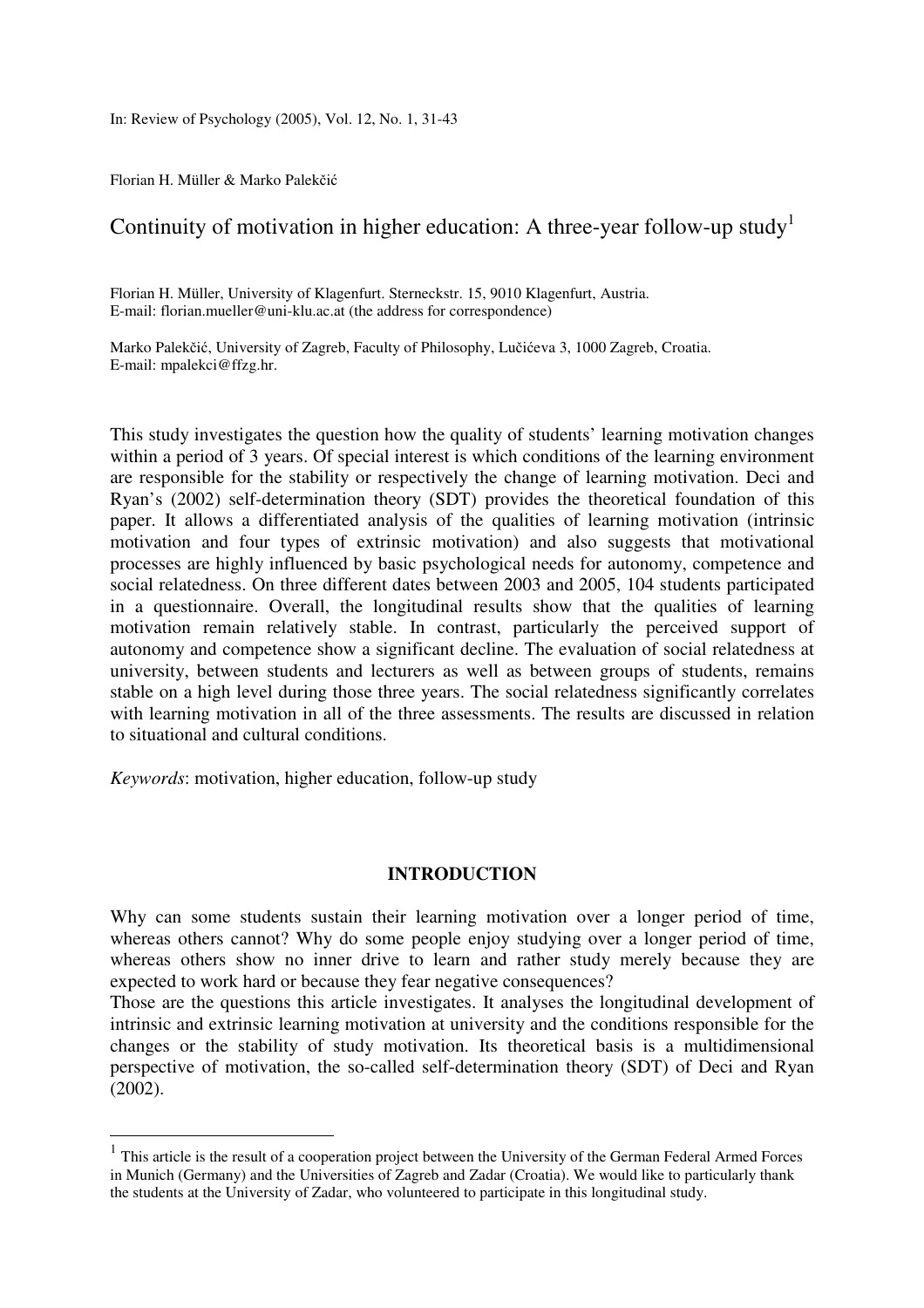In: Review of Psychology (2005), Vol. 12, No. 1, 31-43

Florian H. Müller & Marko Palekčić

# Continuity of motivation in higher education: A three-year follow-up study[1]

Florian H. Müller, University of Klagenfurt. Sterneckstr. 15, 9010 Klagenfurt, Austria.
E-mail: florian.mueller@uni-klu.ac.at (the address for correspondence)

Marko Palekčić, University of Zagreb, Faculty of Philosophy, Lučićeva 3, 1000 Zagreb, Croatia.
E-mail: mpalekci@ffzg.hr.

This study investigates the question how the quality of students' learning motivation changes within a period of 3 years. Of special interest is which conditions of the learning environment are responsible for the stability or respectively the change of learning motivation. Deci and Ryan's (2002) self-determination theory (SDT) provides the theoretical foundation of this paper. It allows a differentiated analysis of the qualities of learning motivation (intrinsic motivation and four types of extrinsic motivation) and also suggests that motivational processes are highly influenced by basic psychological needs for autonomy, competence and social relatedness. On three different dates between 2003 and 2005, 104 students participated in a questionnaire. Overall, the longitudinal results show that the qualities of learning motivation remain relatively stable. In contrast, particularly the perceived support of autonomy and competence show a significant decline. The evaluation of social relatedness at university, between students and lecturers as well as between groups of students, remains stable on a high level during those three years. The social relatedness significantly correlates with learning motivation in all of the three assessments. The results are discussed in relation to situational and cultural conditions.

*Keywords*: motivation, higher education, follow-up study

## INTRODUCTION

Why can some students sustain their learning motivation over a longer period of time, whereas others cannot? Why do some people enjoy studying over a longer period of time, whereas others show no inner drive to learn and rather study merely because they are expected to work hard or because they fear negative consequences?

Those are the questions this article investigates. It analyses the longitudinal development of intrinsic and extrinsic learning motivation at university and the conditions responsible for the changes or the stability of study motivation. Its theoretical basis is a multidimensional perspective of motivation, the so-called self-determination theory (SDT) of Deci and Ryan (2002).

---

[1] This article is the result of a cooperation project between the University of the German Federal Armed Forces in Munich (Germany) and the Universities of Zagreb and Zadar (Croatia). We would like to particularly thank the students at the University of Zadar, who volunteered to participate in this longitudinal study.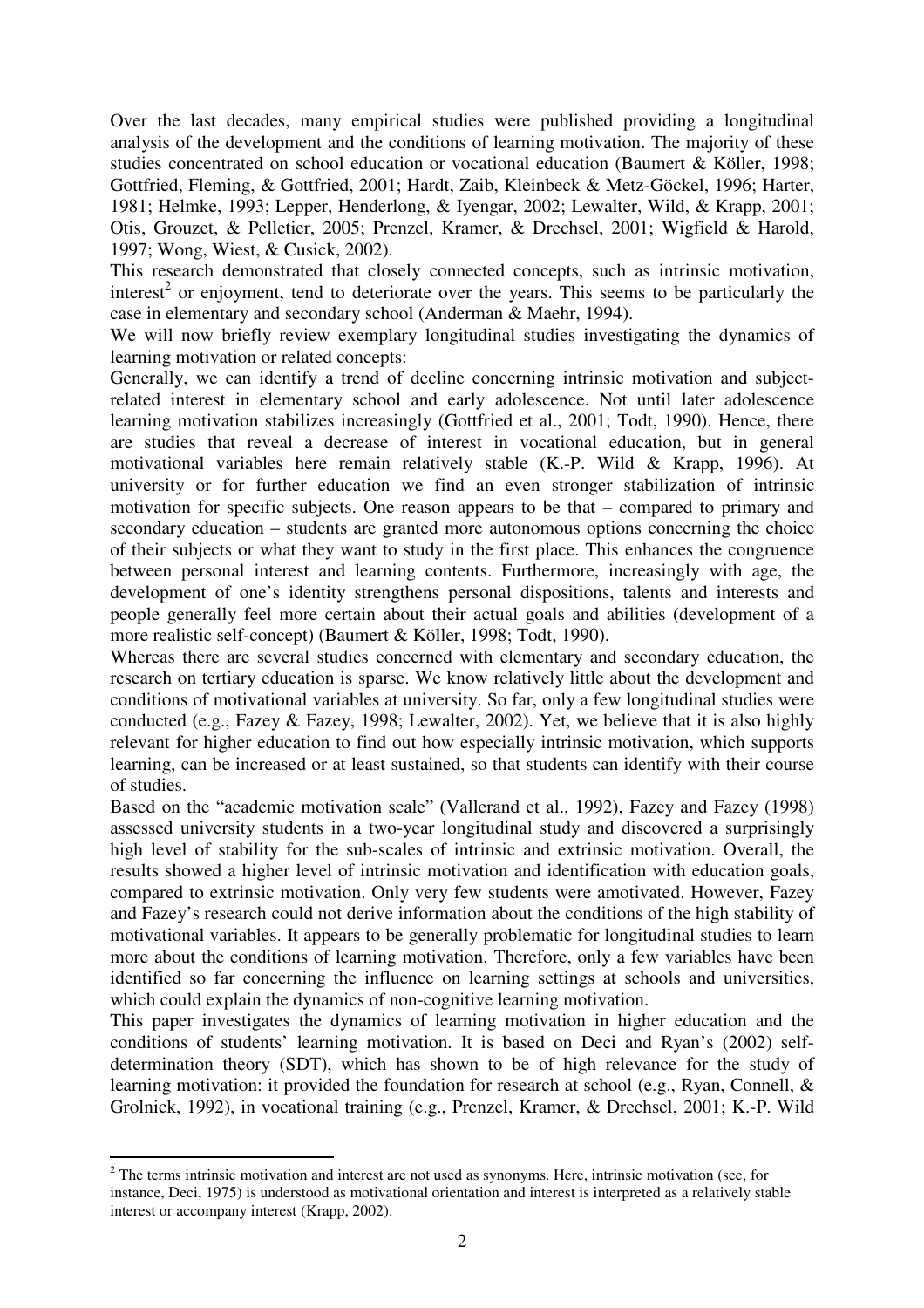Over the last decades, many empirical studies were published providing a longitudinal analysis of the development and the conditions of learning motivation. The majority of these studies concentrated on school education or vocational education (Baumert & Köller, 1998; Gottfried, Fleming, & Gottfried, 2001; Hardt, Zaib, Kleinbeck & Metz-Göckel, 1996; Harter, 1981; Helmke, 1993; Lepper, Henderlong, & Iyengar, 2002; Lewalter, Wild, & Krapp, 2001; Otis, Grouzet, & Pelletier, 2005; Prenzel, Kramer, & Drechsel, 2001; Wigfield & Harold, 1997; Wong, Wiest, & Cusick, 2002).

This research demonstrated that closely connected concepts, such as intrinsic motivation, interest[2] or enjoyment, tend to deteriorate over the years. This seems to be particularly the case in elementary and secondary school (Anderman & Maehr, 1994).

We will now briefly review exemplary longitudinal studies investigating the dynamics of learning motivation or related concepts:

Generally, we can identify a trend of decline concerning intrinsic motivation and subject-related interest in elementary school and early adolescence. Not until later adolescence learning motivation stabilizes increasingly (Gottfried et al., 2001; Todt, 1990). Hence, there are studies that reveal a decrease of interest in vocational education, but in general motivational variables here remain relatively stable (K.-P. Wild & Krapp, 1996). At university or for further education we find an even stronger stabilization of intrinsic motivation for specific subjects. One reason appears to be that – compared to primary and secondary education – students are granted more autonomous options concerning the choice of their subjects or what they want to study in the first place. This enhances the congruence between personal interest and learning contents. Furthermore, increasingly with age, the development of one's identity strengthens personal dispositions, talents and interests and people generally feel more certain about their actual goals and abilities (development of a more realistic self-concept) (Baumert & Köller, 1998; Todt, 1990).

Whereas there are several studies concerned with elementary and secondary education, the research on tertiary education is sparse. We know relatively little about the development and conditions of motivational variables at university. So far, only a few longitudinal studies were conducted (e.g., Fazey & Fazey, 1998; Lewalter, 2002). Yet, we believe that it is also highly relevant for higher education to find out how especially intrinsic motivation, which supports learning, can be increased or at least sustained, so that students can identify with their course of studies.

Based on the "academic motivation scale" (Vallerand et al., 1992), Fazey and Fazey (1998) assessed university students in a two-year longitudinal study and discovered a surprisingly high level of stability for the sub-scales of intrinsic and extrinsic motivation. Overall, the results showed a higher level of intrinsic motivation and identification with education goals, compared to extrinsic motivation. Only very few students were amotivated. However, Fazey and Fazey's research could not derive information about the conditions of the high stability of motivational variables. It appears to be generally problematic for longitudinal studies to learn more about the conditions of learning motivation. Therefore, only a few variables have been identified so far concerning the influence on learning settings at schools and universities, which could explain the dynamics of non-cognitive learning motivation.

This paper investigates the dynamics of learning motivation in higher education and the conditions of students' learning motivation. It is based on Deci and Ryan's (2002) self-determination theory (SDT), which has shown to be of high relevance for the study of learning motivation: it provided the foundation for research at school (e.g., Ryan, Connell, & Grolnick, 1992), in vocational training (e.g., Prenzel, Kramer, & Drechsel, 2001; K.-P. Wild

[2] The terms intrinsic motivation and interest are not used as synonyms. Here, intrinsic motivation (see, for instance, Deci, 1975) is understood as motivational orientation and interest is interpreted as a relatively stable interest or accompany interest (Krapp, 2002).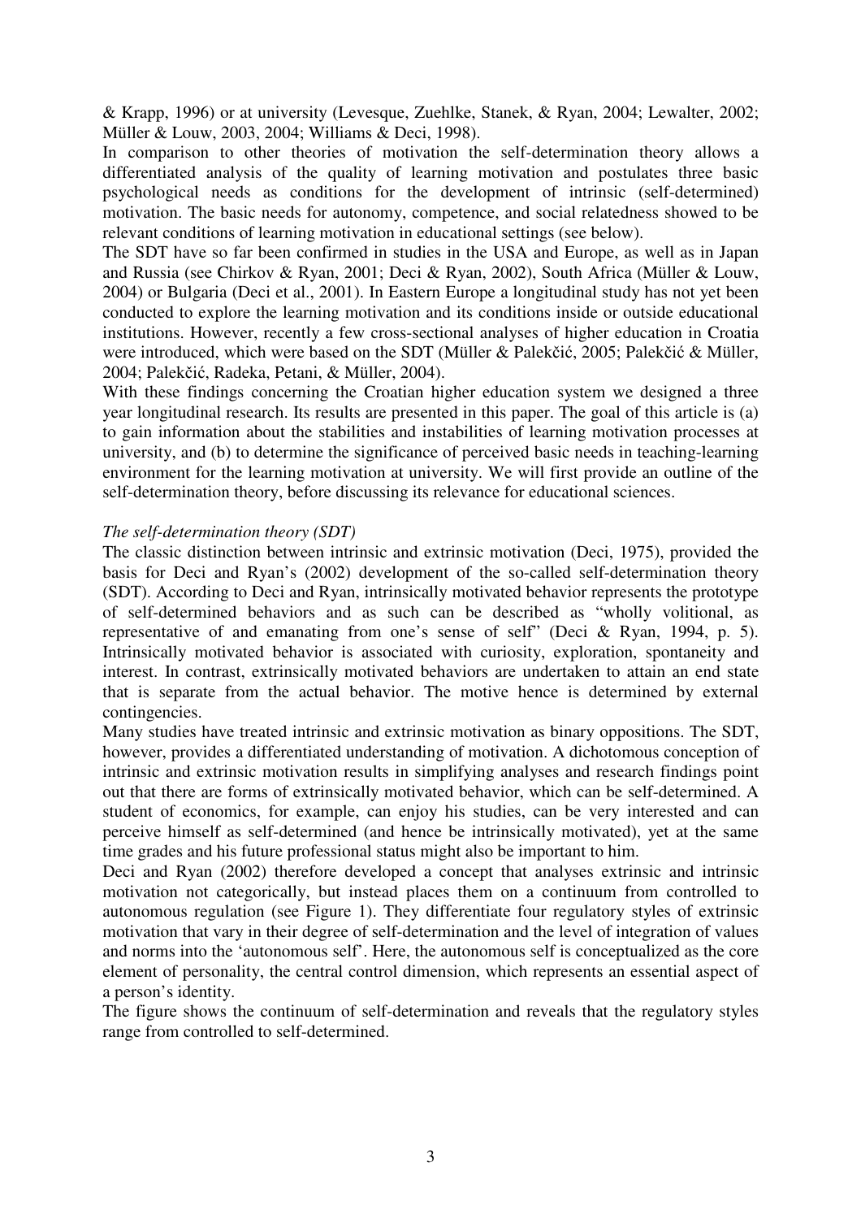& Krapp, 1996) or at university (Levesque, Zuehlke, Stanek, & Ryan, 2004; Lewalter, 2002; Müller & Louw, 2003, 2004; Williams & Deci, 1998).

In comparison to other theories of motivation the self-determination theory allows a differentiated analysis of the quality of learning motivation and postulates three basic psychological needs as conditions for the development of intrinsic (self-determined) motivation. The basic needs for autonomy, competence, and social relatedness showed to be relevant conditions of learning motivation in educational settings (see below).

The SDT have so far been confirmed in studies in the USA and Europe, as well as in Japan and Russia (see Chirkov & Ryan, 2001; Deci & Ryan, 2002), South Africa (Müller & Louw, 2004) or Bulgaria (Deci et al., 2001). In Eastern Europe a longitudinal study has not yet been conducted to explore the learning motivation and its conditions inside or outside educational institutions. However, recently a few cross-sectional analyses of higher education in Croatia were introduced, which were based on the SDT (Müller & Palekčić, 2005; Palekčić & Müller, 2004; Palekčić, Radeka, Petani, & Müller, 2004).

With these findings concerning the Croatian higher education system we designed a three year longitudinal research. Its results are presented in this paper. The goal of this article is (a) to gain information about the stabilities and instabilities of learning motivation processes at university, and (b) to determine the significance of perceived basic needs in teaching-learning environment for the learning motivation at university. We will first provide an outline of the self-determination theory, before discussing its relevance for educational sciences.

*The self-determination theory (SDT)*

The classic distinction between intrinsic and extrinsic motivation (Deci, 1975), provided the basis for Deci and Ryan's (2002) development of the so-called self-determination theory (SDT). According to Deci and Ryan, intrinsically motivated behavior represents the prototype of self-determined behaviors and as such can be described as "wholly volitional, as representative of and emanating from one's sense of self" (Deci & Ryan, 1994, p. 5). Intrinsically motivated behavior is associated with curiosity, exploration, spontaneity and interest. In contrast, extrinsically motivated behaviors are undertaken to attain an end state that is separate from the actual behavior. The motive hence is determined by external contingencies.

Many studies have treated intrinsic and extrinsic motivation as binary oppositions. The SDT, however, provides a differentiated understanding of motivation. A dichotomous conception of intrinsic and extrinsic motivation results in simplifying analyses and research findings point out that there are forms of extrinsically motivated behavior, which can be self-determined. A student of economics, for example, can enjoy his studies, can be very interested and can perceive himself as self-determined (and hence be intrinsically motivated), yet at the same time grades and his future professional status might also be important to him.

Deci and Ryan (2002) therefore developed a concept that analyses extrinsic and intrinsic motivation not categorically, but instead places them on a continuum from controlled to autonomous regulation (see Figure 1). They differentiate four regulatory styles of extrinsic motivation that vary in their degree of self-determination and the level of integration of values and norms into the 'autonomous self'. Here, the autonomous self is conceptualized as the core element of personality, the central control dimension, which represents an essential aspect of a person's identity.

The figure shows the continuum of self-determination and reveals that the regulatory styles range from controlled to self-determined.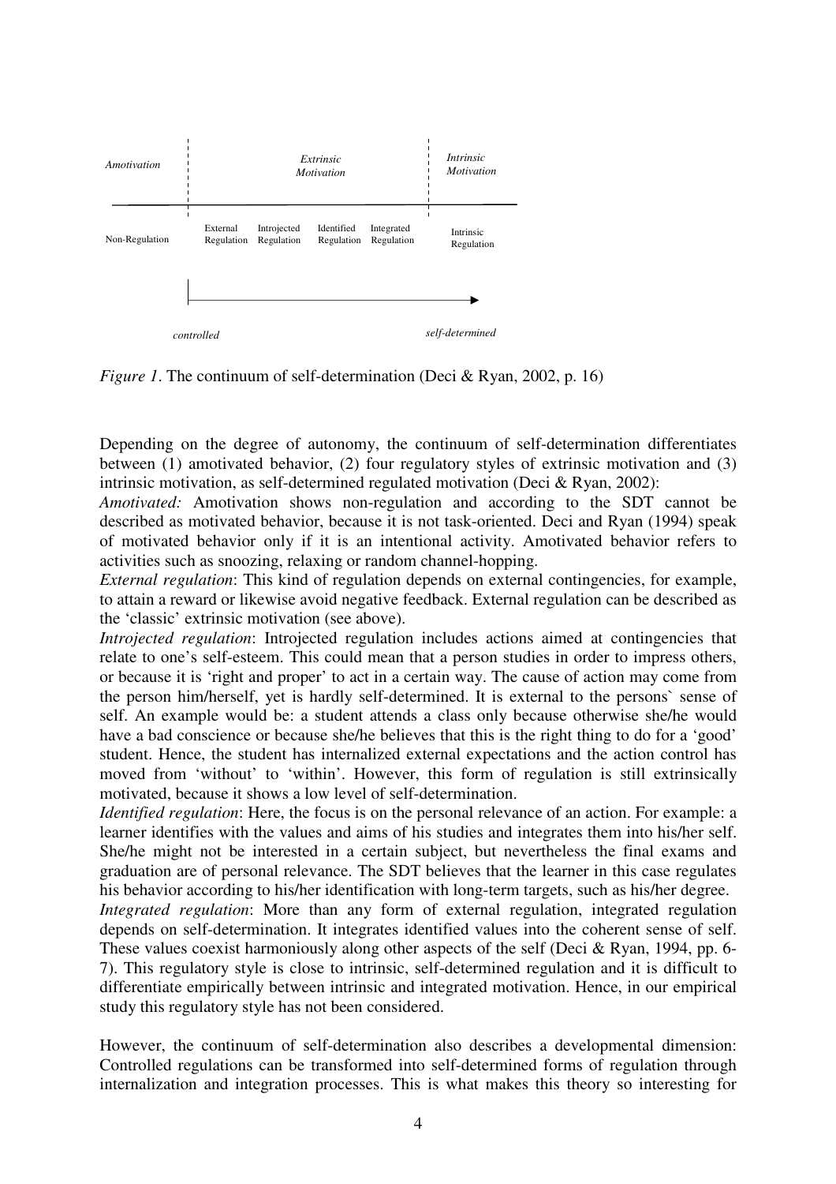| Amotivation | Extrinsic Motivation | | | | Intrinsic Motivation |
|---|---|---|---|---|---|
| Non-Regulation | External Regulation | Introjected Regulation | Identified Regulation | Integrated Regulation | Intrinsic Regulation |

controlled → self-determined

*Figure 1*. The continuum of self-determination (Deci & Ryan, 2002, p. 16)

Depending on the degree of autonomy, the continuum of self-determination differentiates between (1) amotivated behavior, (2) four regulatory styles of extrinsic motivation and (3) intrinsic motivation, as self-determined regulated motivation (Deci & Ryan, 2002):

*Amotivated:* Amotivation shows non-regulation and according to the SDT cannot be described as motivated behavior, because it is not task-oriented. Deci and Ryan (1994) speak of motivated behavior only if it is an intentional activity. Amotivated behavior refers to activities such as snoozing, relaxing or random channel-hopping.

*External regulation*: This kind of regulation depends on external contingencies, for example, to attain a reward or likewise avoid negative feedback. External regulation can be described as the 'classic' extrinsic motivation (see above).

*Introjected regulation*: Introjected regulation includes actions aimed at contingencies that relate to one's self-esteem. This could mean that a person studies in order to impress others, or because it is 'right and proper' to act in a certain way. The cause of action may come from the person him/herself, yet is hardly self-determined. It is external to the persons` sense of self. An example would be: a student attends a class only because otherwise she/he would have a bad conscience or because she/he believes that this is the right thing to do for a 'good' student. Hence, the student has internalized external expectations and the action control has moved from 'without' to 'within'. However, this form of regulation is still extrinsically motivated, because it shows a low level of self-determination.

*Identified regulation*: Here, the focus is on the personal relevance of an action. For example: a learner identifies with the values and aims of his studies and integrates them into his/her self. She/he might not be interested in a certain subject, but nevertheless the final exams and graduation are of personal relevance. The SDT believes that the learner in this case regulates his behavior according to his/her identification with long-term targets, such as his/her degree.

*Integrated regulation*: More than any form of external regulation, integrated regulation depends on self-determination. It integrates identified values into the coherent sense of self. These values coexist harmoniously along other aspects of the self (Deci & Ryan, 1994, pp. 6-7). This regulatory style is close to intrinsic, self-determined regulation and it is difficult to differentiate empirically between intrinsic and integrated motivation. Hence, in our empirical study this regulatory style has not been considered.

However, the continuum of self-determination also describes a developmental dimension: Controlled regulations can be transformed into self-determined forms of regulation through internalization and integration processes. This is what makes this theory so interesting for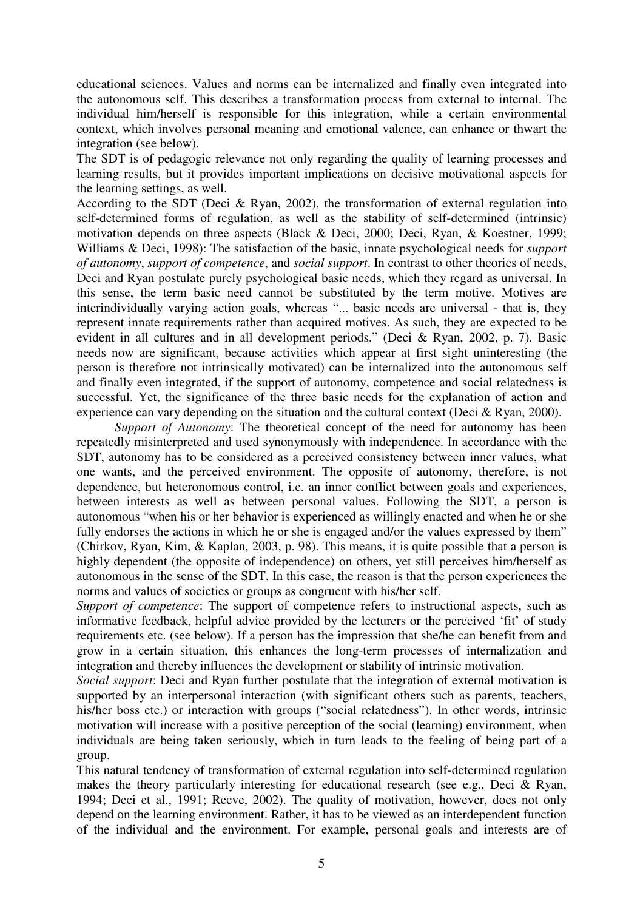educational sciences. Values and norms can be internalized and finally even integrated into the autonomous self. This describes a transformation process from external to internal. The individual him/herself is responsible for this integration, while a certain environmental context, which involves personal meaning and emotional valence, can enhance or thwart the integration (see below).

The SDT is of pedagogic relevance not only regarding the quality of learning processes and learning results, but it provides important implications on decisive motivational aspects for the learning settings, as well.

According to the SDT (Deci & Ryan, 2002), the transformation of external regulation into self-determined forms of regulation, as well as the stability of self-determined (intrinsic) motivation depends on three aspects (Black & Deci, 2000; Deci, Ryan, & Koestner, 1999; Williams & Deci, 1998): The satisfaction of the basic, innate psychological needs for *support of autonomy*, *support of competence*, and *social support*. In contrast to other theories of needs, Deci and Ryan postulate purely psychological basic needs, which they regard as universal. In this sense, the term basic need cannot be substituted by the term motive. Motives are interindividually varying action goals, whereas "... basic needs are universal - that is, they represent innate requirements rather than acquired motives. As such, they are expected to be evident in all cultures and in all development periods." (Deci & Ryan, 2002, p. 7). Basic needs now are significant, because activities which appear at first sight uninteresting (the person is therefore not intrinsically motivated) can be internalized into the autonomous self and finally even integrated, if the support of autonomy, competence and social relatedness is successful. Yet, the significance of the three basic needs for the explanation of action and experience can vary depending on the situation and the cultural context (Deci & Ryan, 2000).

*Support of Autonomy*: The theoretical concept of the need for autonomy has been repeatedly misinterpreted and used synonymously with independence. In accordance with the SDT, autonomy has to be considered as a perceived consistency between inner values, what one wants, and the perceived environment. The opposite of autonomy, therefore, is not dependence, but heteronomous control, i.e. an inner conflict between goals and experiences, between interests as well as between personal values. Following the SDT, a person is autonomous "when his or her behavior is experienced as willingly enacted and when he or she fully endorses the actions in which he or she is engaged and/or the values expressed by them" (Chirkov, Ryan, Kim, & Kaplan, 2003, p. 98). This means, it is quite possible that a person is highly dependent (the opposite of independence) on others, yet still perceives him/herself as autonomous in the sense of the SDT. In this case, the reason is that the person experiences the norms and values of societies or groups as congruent with his/her self.

*Support of competence*: The support of competence refers to instructional aspects, such as informative feedback, helpful advice provided by the lecturers or the perceived 'fit' of study requirements etc. (see below). If a person has the impression that she/he can benefit from and grow in a certain situation, this enhances the long-term processes of internalization and integration and thereby influences the development or stability of intrinsic motivation.

*Social support*: Deci and Ryan further postulate that the integration of external motivation is supported by an interpersonal interaction (with significant others such as parents, teachers, his/her boss etc.) or interaction with groups ("social relatedness"). In other words, intrinsic motivation will increase with a positive perception of the social (learning) environment, when individuals are being taken seriously, which in turn leads to the feeling of being part of a group.

This natural tendency of transformation of external regulation into self-determined regulation makes the theory particularly interesting for educational research (see e.g., Deci & Ryan, 1994; Deci et al., 1991; Reeve, 2002). The quality of motivation, however, does not only depend on the learning environment. Rather, it has to be viewed as an interdependent function of the individual and the environment. For example, personal goals and interests are of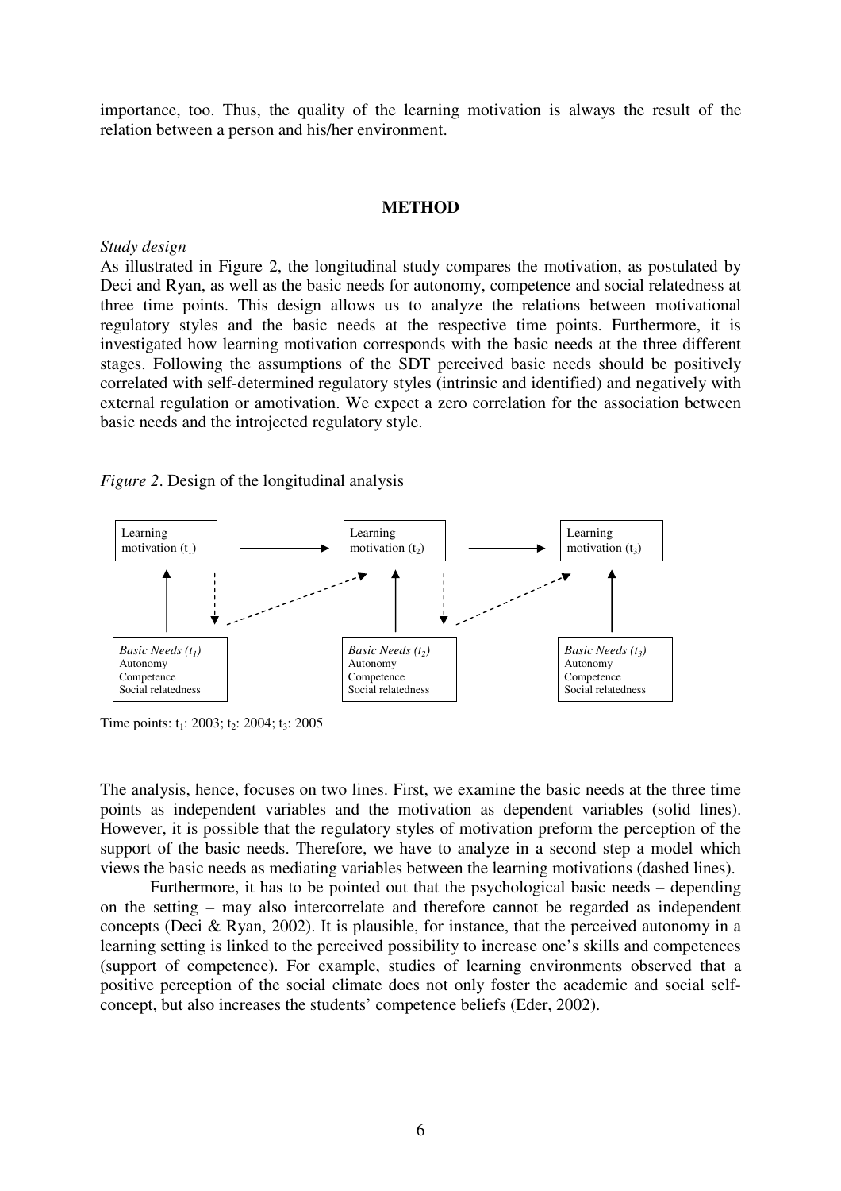importance, too. Thus, the quality of the learning motivation is always the result of the relation between a person and his/her environment.

## METHOD

*Study design*

As illustrated in Figure 2, the longitudinal study compares the motivation, as postulated by Deci and Ryan, as well as the basic needs for autonomy, competence and social relatedness at three time points. This design allows us to analyze the relations between motivational regulatory styles and the basic needs at the respective time points. Furthermore, it is investigated how learning motivation corresponds with the basic needs at the three different stages. Following the assumptions of the SDT perceived basic needs should be positively correlated with self-determined regulatory styles (intrinsic and identified) and negatively with external regulation or amotivation. We expect a zero correlation for the association between basic needs and the introjected regulatory style.

*Figure 2*. Design of the longitudinal analysis

Learning motivation ($t_1$) → Learning motivation ($t_2$) → Learning motivation ($t_3$)

*Basic Needs ($t_1$)*
Autonomy
Competence
Social relatedness

*Basic Needs ($t_2$)*
Autonomy
Competence
Social relatedness

*Basic Needs ($t_3$)*
Autonomy
Competence
Social relatedness

Time points: $t_1$: 2003; $t_2$: 2004; $t_3$: 2005

The analysis, hence, focuses on two lines. First, we examine the basic needs at the three time points as independent variables and the motivation as dependent variables (solid lines). However, it is possible that the regulatory styles of motivation preform the perception of the support of the basic needs. Therefore, we have to analyze in a second step a model which views the basic needs as mediating variables between the learning motivations (dashed lines).

Furthermore, it has to be pointed out that the psychological basic needs – depending on the setting – may also intercorrelate and therefore cannot be regarded as independent concepts (Deci & Ryan, 2002). It is plausible, for instance, that the perceived autonomy in a learning setting is linked to the perceived possibility to increase one's skills and competences (support of competence). For example, studies of learning environments observed that a positive perception of the social climate does not only foster the academic and social self-concept, but also increases the students' competence beliefs (Eder, 2002).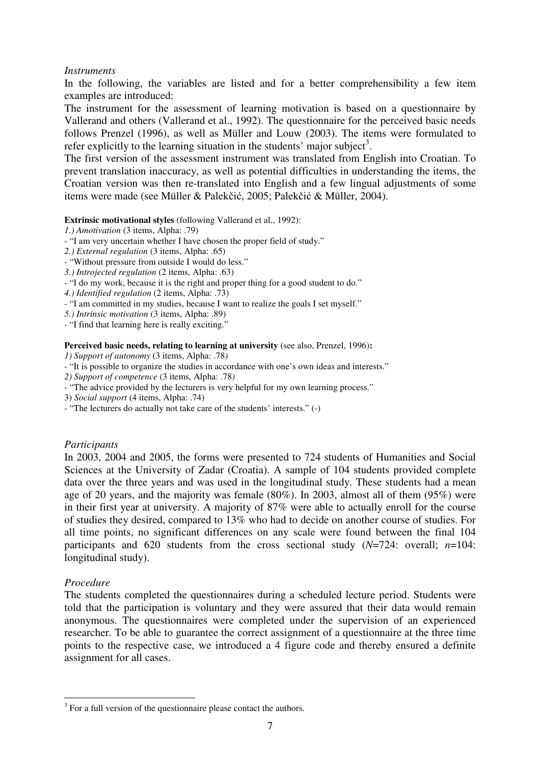*Instruments*

In the following, the variables are listed and for a better comprehensibility a few item examples are introduced:

The instrument for the assessment of learning motivation is based on a questionnaire by Vallerand and others (Vallerand et al., 1992). The questionnaire for the perceived basic needs follows Prenzel (1996), as well as Müller and Louw (2003). The items were formulated to refer explicitly to the learning situation in the students' major subject[3].

The first version of the assessment instrument was translated from English into Croatian. To prevent translation inaccuracy, as well as potential difficulties in understanding the items, the Croatian version was then re-translated into English and a few lingual adjustments of some items were made (see Müller & Palekčić, 2005; Palekčić & Müller, 2004).

**Extrinsic motivational styles** (following Vallerand et al., 1992):

*1.) Amotivation* (3 items, Alpha: .79)
- "I am very uncertain whether I have chosen the proper field of study."

*2.) External regulation* (3 items, Alpha: .65)
- "Without pressure from outside I would do less."

*3.) Introjected regulation* (2 items, Alpha: .63)
- "I do my work, because it is the right and proper thing for a good student to do."

*4.) Identified regulation* (2 items, Alpha: .73)
- "I am committed in my studies, because I want to realize the goals I set myself."

*5.) Intrinsic motivation* (3 items, Alpha: .89)
- "I find that learning here is really exciting."

**Perceived basic needs, relating to learning at university** (see also, Prenzel, 1996)**:**

*1) Support of autonomy* (3 items, Alpha: .78*)*
- "It is possible to organize the studies in accordance with one's own ideas and interests."

*2) Support of competence* (3 items, Alpha: .78*)*
- "The advice provided by the lecturers is very helpful for my own learning process."

3) *Social support* (4 items, Alpha: .74)
- "The lecturers do actually not take care of the students' interests." (-)

*Participants*

In 2003, 2004 and 2005, the forms were presented to 724 students of Humanities and Social Sciences at the University of Zadar (Croatia). A sample of 104 students provided complete data over the three years and was used in the longitudinal study. These students had a mean age of 20 years, and the majority was female (80%). In 2003, almost all of them (95%) were in their first year at university. A majority of 87% were able to actually enroll for the course of studies they desired, compared to 13% who had to decide on another course of studies. For all time points, no significant differences on any scale were found between the final 104 participants and 620 students from the cross sectional study ($N$=724: overall; $n$=104: longitudinal study).

*Procedure*

The students completed the questionnaires during a scheduled lecture period. Students were told that the participation is voluntary and they were assured that their data would remain anonymous. The questionnaires were completed under the supervision of an experienced researcher. To be able to guarantee the correct assignment of a questionnaire at the three time points to the respective case, we introduced a 4 figure code and thereby ensured a definite assignment for all cases.

[3] For a full version of the questionnaire please contact the authors.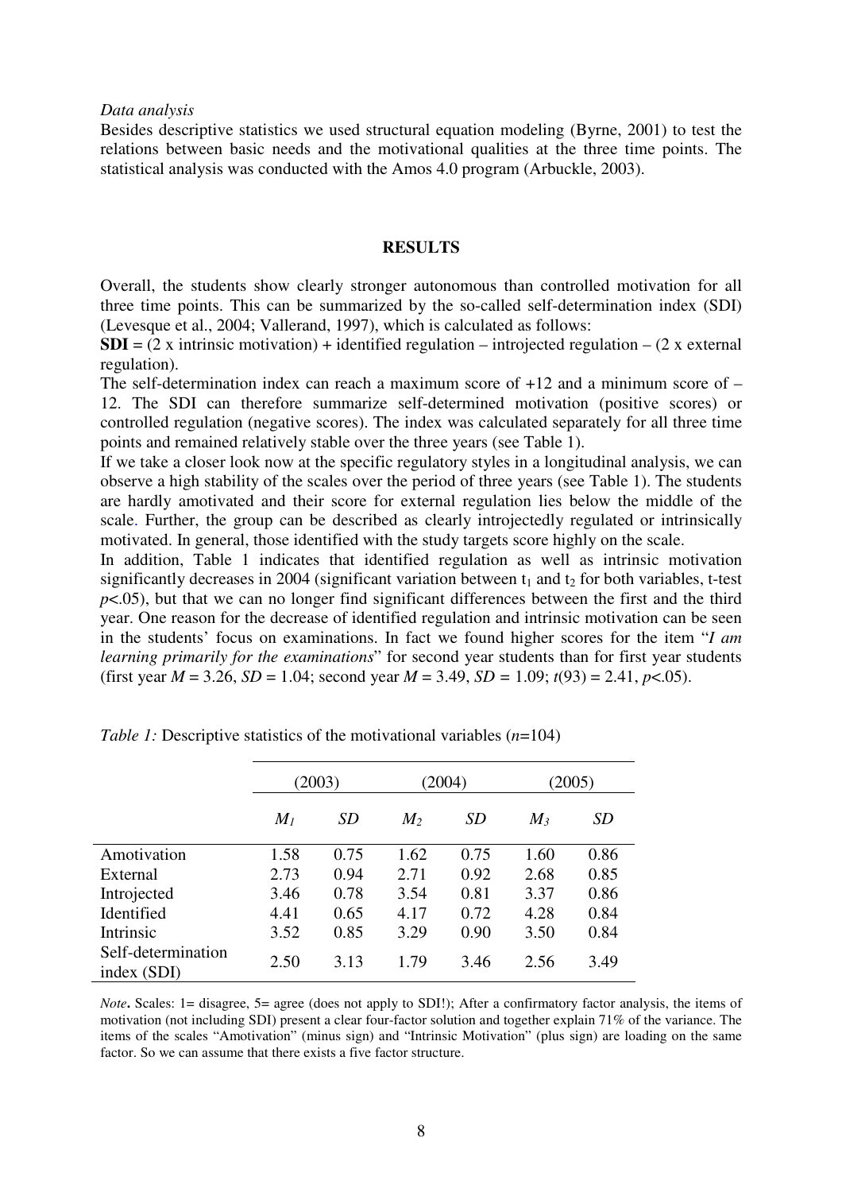*Data analysis*

Besides descriptive statistics we used structural equation modeling (Byrne, 2001) to test the relations between basic needs and the motivational qualities at the three time points. The statistical analysis was conducted with the Amos 4.0 program (Arbuckle, 2003).

## RESULTS

Overall, the students show clearly stronger autonomous than controlled motivation for all three time points. This can be summarized by the so-called self-determination index (SDI) (Levesque et al., 2004; Vallerand, 1997), which is calculated as follows:

**SDI** = (2 x intrinsic motivation) + identified regulation – introjected regulation – (2 x external regulation).

The self-determination index can reach a maximum score of +12 and a minimum score of –12. The SDI can therefore summarize self-determined motivation (positive scores) or controlled regulation (negative scores). The index was calculated separately for all three time points and remained relatively stable over the three years (see Table 1).

If we take a closer look now at the specific regulatory styles in a longitudinal analysis, we can observe a high stability of the scales over the period of three years (see Table 1). The students are hardly amotivated and their score for external regulation lies below the middle of the scale. Further, the group can be described as clearly introjectedly regulated or intrinsically motivated. In general, those identified with the study targets score highly on the scale.

In addition, Table 1 indicates that identified regulation as well as intrinsic motivation significantly decreases in 2004 (significant variation between $t_1$ and $t_2$ for both variables, t-test $p<.05$), but that we can no longer find significant differences between the first and the third year. One reason for the decrease of identified regulation and intrinsic motivation can be seen in the students' focus on examinations. In fact we found higher scores for the item "*I am learning primarily for the examinations*" for second year students than for first year students (first year $M = 3.26$, $SD = 1.04$; second year $M = 3.49$, $SD = 1.09$; $t(93) = 2.41$, $p<.05$).

*Table 1:* Descriptive statistics of the motivational variables ($n$=104)

| | (2003) | | (2004) | | (2005) | |
|---|---|---|---|---|---|---|
| | $M_1$ | *SD* | $M_2$ | *SD* | $M_3$ | *SD* |
| Amotivation | 1.58 | 0.75 | 1.62 | 0.75 | 1.60 | 0.86 |
| External | 2.73 | 0.94 | 2.71 | 0.92 | 2.68 | 0.85 |
| Introjected | 3.46 | 0.78 | 3.54 | 0.81 | 3.37 | 0.86 |
| Identified | 4.41 | 0.65 | 4.17 | 0.72 | 4.28 | 0.84 |
| Intrinsic | 3.52 | 0.85 | 3.29 | 0.90 | 3.50 | 0.84 |
| Self-determination index (SDI) | 2.50 | 3.13 | 1.79 | 3.46 | 2.56 | 3.49 |

*Note***.** Scales: 1= disagree, 5= agree (does not apply to SDI!); After a confirmatory factor analysis, the items of motivation (not including SDI) present a clear four-factor solution and together explain 71% of the variance. The items of the scales "Amotivation" (minus sign) and "Intrinsic Motivation" (plus sign) are loading on the same factor. So we can assume that there exists a five factor structure.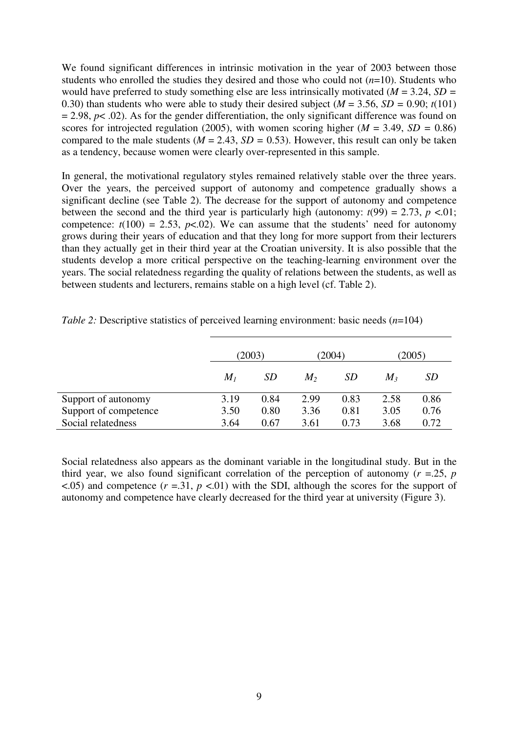We found significant differences in intrinsic motivation in the year of 2003 between those students who enrolled the studies they desired and those who could not ($n$=10). Students who would have preferred to study something else are less intrinsically motivated ($M$ = 3.24, $SD$ = 0.30) than students who were able to study their desired subject ($M$ = 3.56, $SD$ = 0.90; $t(101)$ = 2.98, $p < .02$). As for the gender differentiation, the only significant difference was found on scores for introjected regulation (2005), with women scoring higher ($M$ = 3.49, $SD$ = 0.86) compared to the male students ($M$ = 2.43, $SD$ = 0.53). However, this result can only be taken as a tendency, because women were clearly over-represented in this sample.

In general, the motivational regulatory styles remained relatively stable over the three years. Over the years, the perceived support of autonomy and competence gradually shows a significant decline (see Table 2). The decrease for the support of autonomy and competence between the second and the third year is particularly high (autonomy: $t(99)$ = 2.73, $p < .01$; competence: $t(100)$ = 2.53, $p < .02$). We can assume that the students' need for autonomy grows during their years of education and that they long for more support from their lecturers than they actually get in their third year at the Croatian university. It is also possible that the students develop a more critical perspective on the teaching-learning environment over the years. The social relatedness regarding the quality of relations between the students, as well as between students and lecturers, remains stable on a high level (cf. Table 2).

*Table 2:* Descriptive statistics of perceived learning environment: basic needs ($n$=104)

| | (2003) | | (2004) | | (2005) | |
|---|---|---|---|---|---|---|
| | $M_1$ | $SD$ | $M_2$ | $SD$ | $M_3$ | $SD$ |
| Support of autonomy | 3.19 | 0.84 | 2.99 | 0.83 | 2.58 | 0.86 |
| Support of competence | 3.50 | 0.80 | 3.36 | 0.81 | 3.05 | 0.76 |
| Social relatedness | 3.64 | 0.67 | 3.61 | 0.73 | 3.68 | 0.72 |

Social relatedness also appears as the dominant variable in the longitudinal study. But in the third year, we also found significant correlation of the perception of autonomy ($r$ =.25, $p$ <.05) and competence ($r$ =.31, $p$ <.01) with the SDI, although the scores for the support of autonomy and competence have clearly decreased for the third year at university (Figure 3).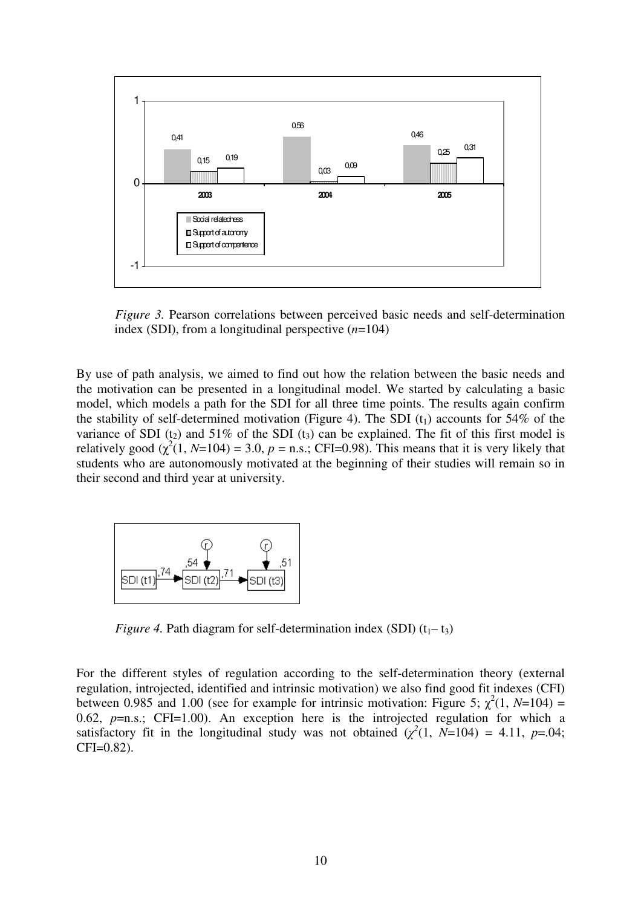*Figure 3.* Pearson correlations between perceived basic needs and self-determination index (SDI), from a longitudinal perspective ($n$=104)

By use of path analysis, we aimed to find out how the relation between the basic needs and the motivation can be presented in a longitudinal model. We started by calculating a basic model, which models a path for the SDI for all three time points. The results again confirm the stability of self-determined motivation (Figure 4). The SDI ($t_1$) accounts for 54% of the variance of SDI ($t_2$) and 51% of the SDI ($t_3$) can be explained. The fit of this first model is relatively good ($\chi^2(1, N=104) = 3.0$, $p$ = n.s.; CFI=0.98). This means that it is very likely that students who are autonomously motivated at the beginning of their studies will remain so in their second and third year at university.

*Figure 4.* Path diagram for self-determination index (SDI) ($t_1$– $t_3$)

For the different styles of regulation according to the self-determination theory (external regulation, introjected, identified and intrinsic motivation) we also find good fit indexes (CFI) between 0.985 and 1.00 (see for example for intrinsic motivation: Figure 5; $\chi^2(1, N=104) = 0.62$, $p$=n.s.; CFI=1.00). An exception here is the introjected regulation for which a satisfactory fit in the longitudinal study was not obtained ($\chi^2(1, N=104) = 4.11$, $p$=.04; CFI=0.82).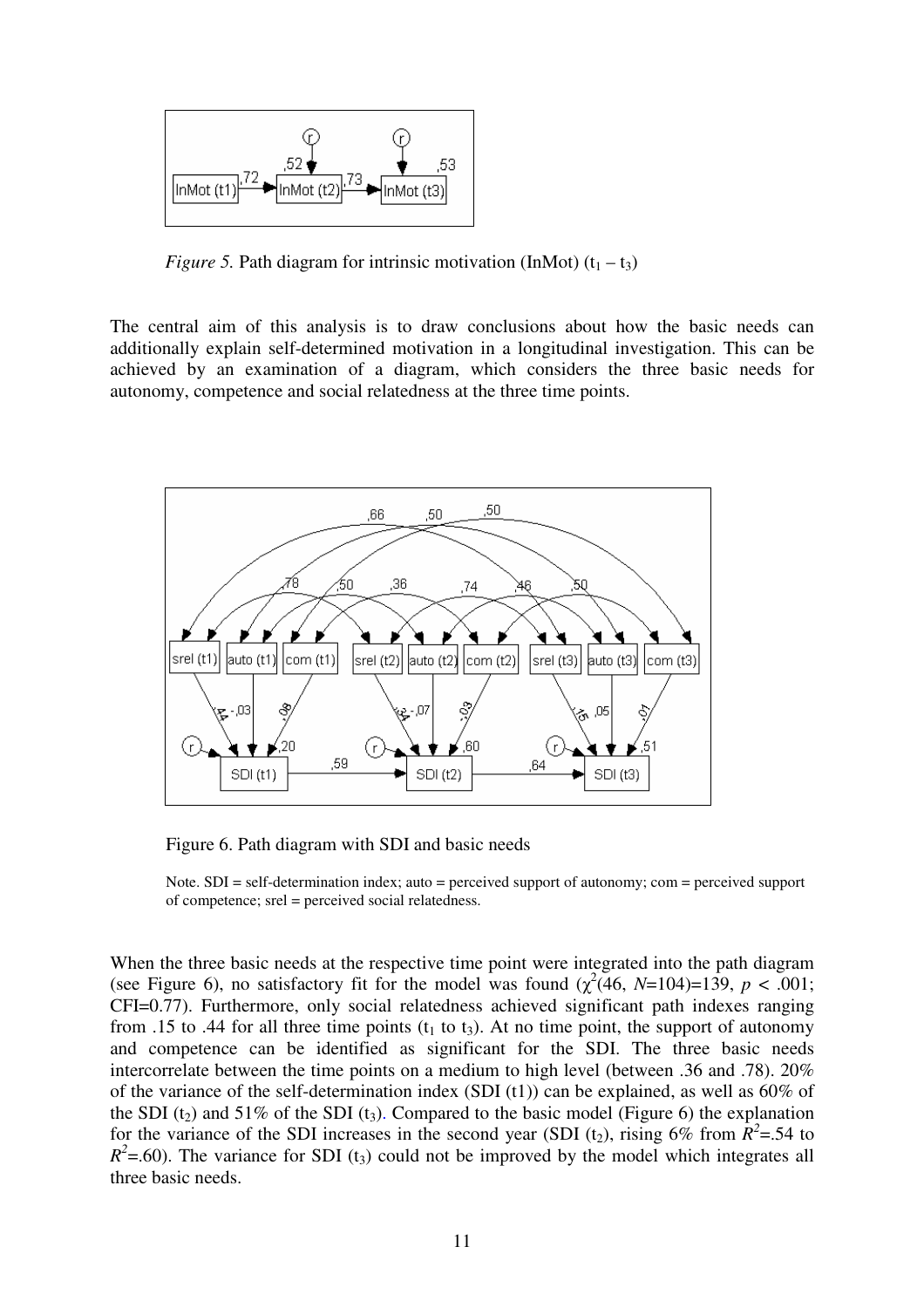*Figure 5.* Path diagram for intrinsic motivation (InMot) ($t_1 – t_3$)

The central aim of this analysis is to draw conclusions about how the basic needs can additionally explain self-determined motivation in a longitudinal investigation. This can be achieved by an examination of a diagram, which considers the three basic needs for autonomy, competence and social relatedness at the three time points.

Figure 6. Path diagram with SDI and basic needs

Note. SDI = self-determination index; auto = perceived support of autonomy; com = perceived support of competence; srel = perceived social relatedness.

When the three basic needs at the respective time point were integrated into the path diagram (see Figure 6), no satisfactory fit for the model was found ($\chi^2$(46, *N*=104)=139, $p < .001$; CFI=0.77). Furthermore, only social relatedness achieved significant path indexes ranging from .15 to .44 for all three time points ($t_1$ to $t_3$). At no time point, the support of autonomy and competence can be identified as significant for the SDI. The three basic needs intercorrelate between the time points on a medium to high level (between .36 and .78). 20% of the variance of the self-determination index (SDI (t1)) can be explained, as well as 60% of the SDI ($t_2$) and 51% of the SDI ($t_3$). Compared to the basic model (Figure 6) the explanation for the variance of the SDI increases in the second year (SDI ($t_2$), rising 6% from $R^2$=.54 to $R^2$=.60). The variance for SDI ($t_3$) could not be improved by the model which integrates all three basic needs.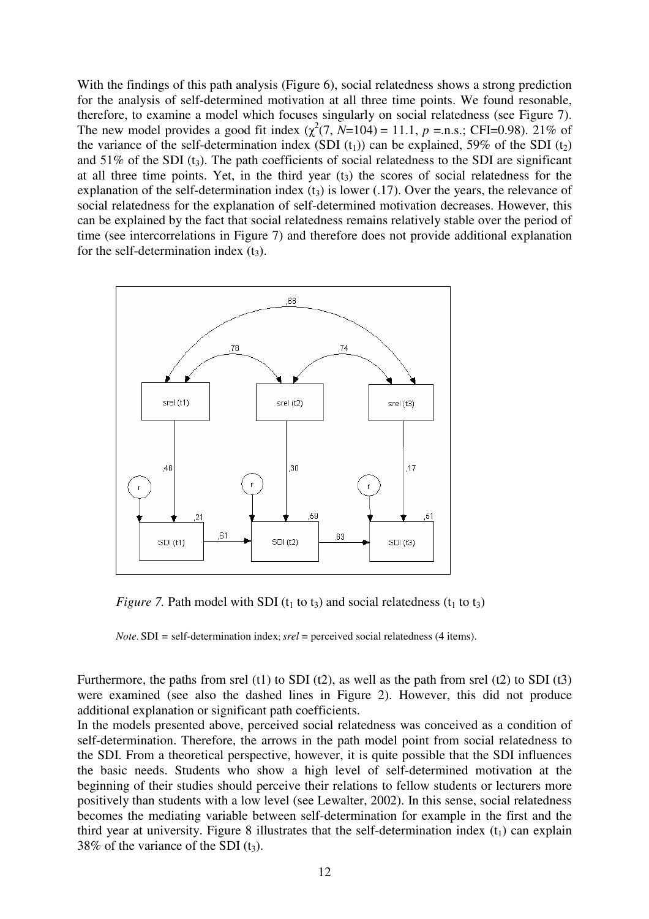With the findings of this path analysis (Figure 6), social relatedness shows a strong prediction for the analysis of self-determined motivation at all three time points. We found resonable, therefore, to examine a model which focuses singularly on social relatedness (see Figure 7). The new model provides a good fit index ($\chi^2$(7, *N*=104) = 11.1, *p* =.n.s.; CFI=0.98). 21% of the variance of the self-determination index (SDI ($t_1$)) can be explained, 59% of the SDI ($t_2$) and 51% of the SDI ($t_3$). The path coefficients of social relatedness to the SDI are significant at all three time points. Yet, in the third year ($t_3$) the scores of social relatedness for the explanation of the self-determination index ($t_3$) is lower (.17). Over the years, the relevance of social relatedness for the explanation of self-determined motivation decreases. However, this can be explained by the fact that social relatedness remains relatively stable over the period of time (see intercorrelations in Figure 7) and therefore does not provide additional explanation for the self-determination index ($t_3$).

*Figure 7.* Path model with SDI ($t_1$ to $t_3$) and social relatedness ($t_1$ to $t_3$)

*Note.* SDI = self-determination index; *srel* = perceived social relatedness (4 items).

Furthermore, the paths from srel (t1) to SDI (t2), as well as the path from srel (t2) to SDI (t3) were examined (see also the dashed lines in Figure 2). However, this did not produce additional explanation or significant path coefficients.

In the models presented above, perceived social relatedness was conceived as a condition of self-determination. Therefore, the arrows in the path model point from social relatedness to the SDI. From a theoretical perspective, however, it is quite possible that the SDI influences the basic needs. Students who show a high level of self-determined motivation at the beginning of their studies should perceive their relations to fellow students or lecturers more positively than students with a low level (see Lewalter, 2002). In this sense, social relatedness becomes the mediating variable between self-determination for example in the first and the third year at university. Figure 8 illustrates that the self-determination index ($t_1$) can explain 38% of the variance of the SDI ($t_3$).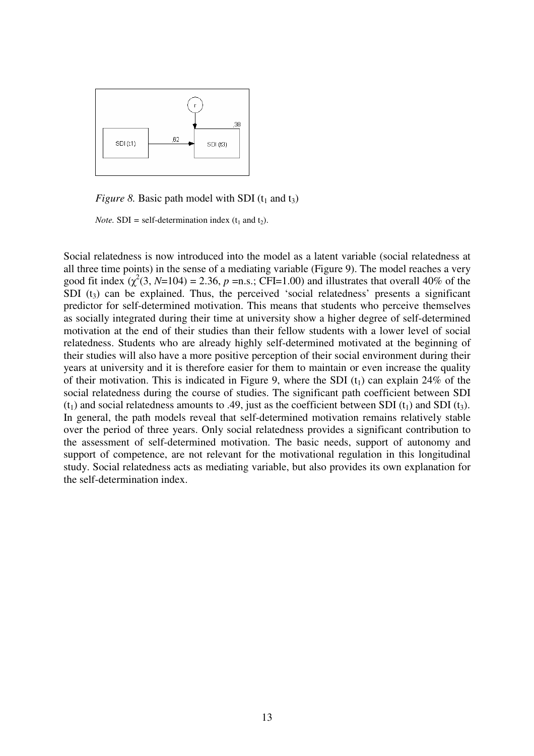*Figure 8.* Basic path model with SDI ($t_1$ and $t_3$)

*Note.* SDI = self-determination index ($t_1$ and $t_2$).

Social relatedness is now introduced into the model as a latent variable (social relatedness at all three time points) in the sense of a mediating variable (Figure 9). The model reaches a very good fit index ($\chi^2(3, N=104) = 2.36$, $p$ =n.s.; CFI=1.00) and illustrates that overall 40% of the SDI ($t_3$) can be explained. Thus, the perceived 'social relatedness' presents a significant predictor for self-determined motivation. This means that students who perceive themselves as socially integrated during their time at university show a higher degree of self-determined motivation at the end of their studies than their fellow students with a lower level of social relatedness. Students who are already highly self-determined motivated at the beginning of their studies will also have a more positive perception of their social environment during their years at university and it is therefore easier for them to maintain or even increase the quality of their motivation. This is indicated in Figure 9, where the SDI ($t_1$) can explain 24% of the social relatedness during the course of studies. The significant path coefficient between SDI ($t_1$) and social relatedness amounts to .49, just as the coefficient between SDI ($t_1$) and SDI ($t_3$). In general, the path models reveal that self-determined motivation remains relatively stable over the period of three years. Only social relatedness provides a significant contribution to the assessment of self-determined motivation. The basic needs, support of autonomy and support of competence, are not relevant for the motivational regulation in this longitudinal study. Social relatedness acts as mediating variable, but also provides its own explanation for the self-determination index.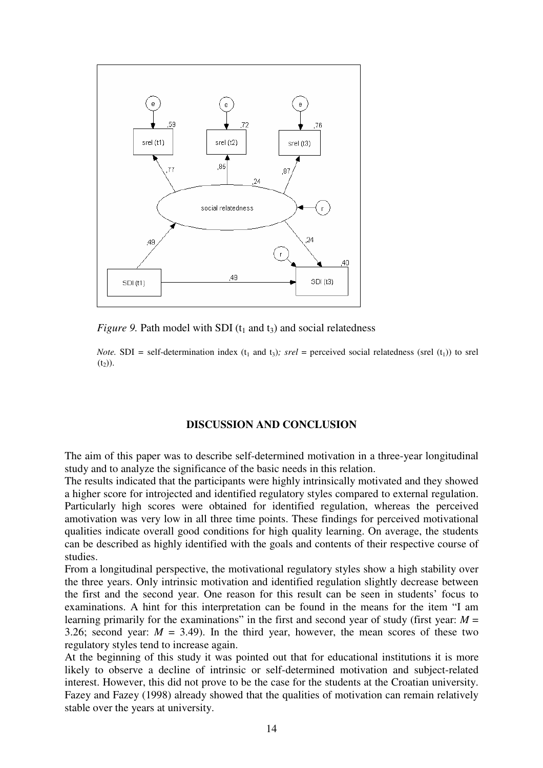*Figure 9.* Path model with SDI ($t_1$ and $t_3$) and social relatedness

*Note.* SDI = self-determination index ($t_1$ and $t_3$); *srel* = perceived social relatedness (srel ($t_1$)) to srel ($t_2$)).

## DISCUSSION AND CONCLUSION

The aim of this paper was to describe self-determined motivation in a three-year longitudinal study and to analyze the significance of the basic needs in this relation.

The results indicated that the participants were highly intrinsically motivated and they showed a higher score for introjected and identified regulatory styles compared to external regulation. Particularly high scores were obtained for identified regulation, whereas the perceived amotivation was very low in all three time points. These findings for perceived motivational qualities indicate overall good conditions for high quality learning. On average, the students can be described as highly identified with the goals and contents of their respective course of studies.

From a longitudinal perspective, the motivational regulatory styles show a high stability over the three years. Only intrinsic motivation and identified regulation slightly decrease between the first and the second year. One reason for this result can be seen in students' focus to examinations. A hint for this interpretation can be found in the means for the item "I am learning primarily for the examinations" in the first and second year of study (first year: $M$ = 3.26; second year: $M$ = 3.49). In the third year, however, the mean scores of these two regulatory styles tend to increase again.

At the beginning of this study it was pointed out that for educational institutions it is more likely to observe a decline of intrinsic or self-determined motivation and subject-related interest. However, this did not prove to be the case for the students at the Croatian university. Fazey and Fazey (1998) already showed that the qualities of motivation can remain relatively stable over the years at university.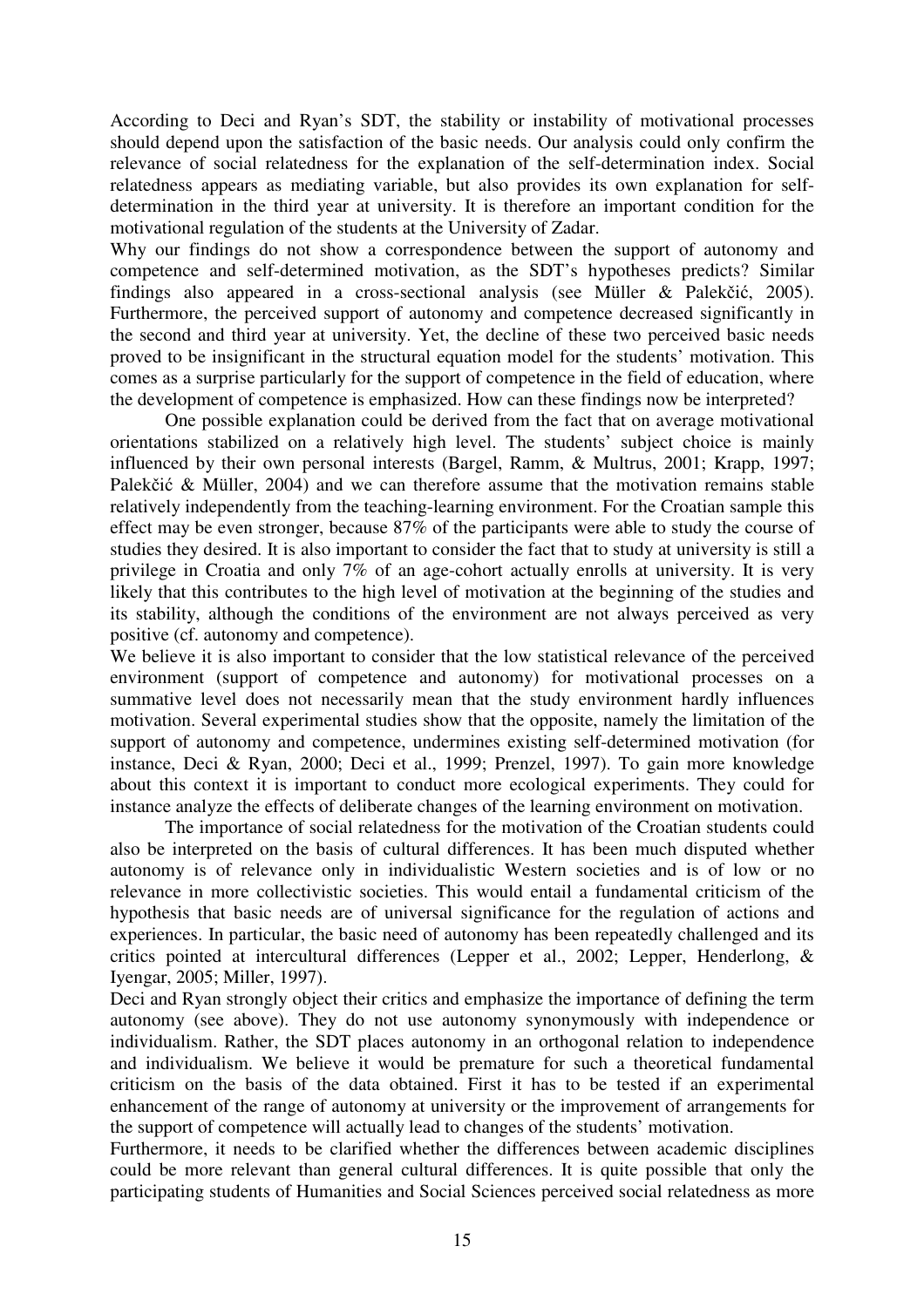According to Deci and Ryan's SDT, the stability or instability of motivational processes should depend upon the satisfaction of the basic needs. Our analysis could only confirm the relevance of social relatedness for the explanation of the self-determination index. Social relatedness appears as mediating variable, but also provides its own explanation for self-determination in the third year at university. It is therefore an important condition for the motivational regulation of the students at the University of Zadar.

Why our findings do not show a correspondence between the support of autonomy and competence and self-determined motivation, as the SDT's hypotheses predicts? Similar findings also appeared in a cross-sectional analysis (see Müller & Palekčić, 2005). Furthermore, the perceived support of autonomy and competence decreased significantly in the second and third year at university. Yet, the decline of these two perceived basic needs proved to be insignificant in the structural equation model for the students' motivation. This comes as a surprise particularly for the support of competence in the field of education, where the development of competence is emphasized. How can these findings now be interpreted?

One possible explanation could be derived from the fact that on average motivational orientations stabilized on a relatively high level. The students' subject choice is mainly influenced by their own personal interests (Bargel, Ramm, & Multrus, 2001; Krapp, 1997; Palekčić & Müller, 2004) and we can therefore assume that the motivation remains stable relatively independently from the teaching-learning environment. For the Croatian sample this effect may be even stronger, because 87% of the participants were able to study the course of studies they desired. It is also important to consider the fact that to study at university is still a privilege in Croatia and only 7% of an age-cohort actually enrolls at university. It is very likely that this contributes to the high level of motivation at the beginning of the studies and its stability, although the conditions of the environment are not always perceived as very positive (cf. autonomy and competence).

We believe it is also important to consider that the low statistical relevance of the perceived environment (support of competence and autonomy) for motivational processes on a summative level does not necessarily mean that the study environment hardly influences motivation. Several experimental studies show that the opposite, namely the limitation of the support of autonomy and competence, undermines existing self-determined motivation (for instance, Deci & Ryan, 2000; Deci et al., 1999; Prenzel, 1997). To gain more knowledge about this context it is important to conduct more ecological experiments. They could for instance analyze the effects of deliberate changes of the learning environment on motivation.

The importance of social relatedness for the motivation of the Croatian students could also be interpreted on the basis of cultural differences. It has been much disputed whether autonomy is of relevance only in individualistic Western societies and is of low or no relevance in more collectivistic societies. This would entail a fundamental criticism of the hypothesis that basic needs are of universal significance for the regulation of actions and experiences. In particular, the basic need of autonomy has been repeatedly challenged and its critics pointed at intercultural differences (Lepper et al., 2002; Lepper, Henderlong, & Iyengar, 2005; Miller, 1997).

Deci and Ryan strongly object their critics and emphasize the importance of defining the term autonomy (see above). They do not use autonomy synonymously with independence or individualism. Rather, the SDT places autonomy in an orthogonal relation to independence and individualism. We believe it would be premature for such a theoretical fundamental criticism on the basis of the data obtained. First it has to be tested if an experimental enhancement of the range of autonomy at university or the improvement of arrangements for the support of competence will actually lead to changes of the students' motivation.

Furthermore, it needs to be clarified whether the differences between academic disciplines could be more relevant than general cultural differences. It is quite possible that only the participating students of Humanities and Social Sciences perceived social relatedness as more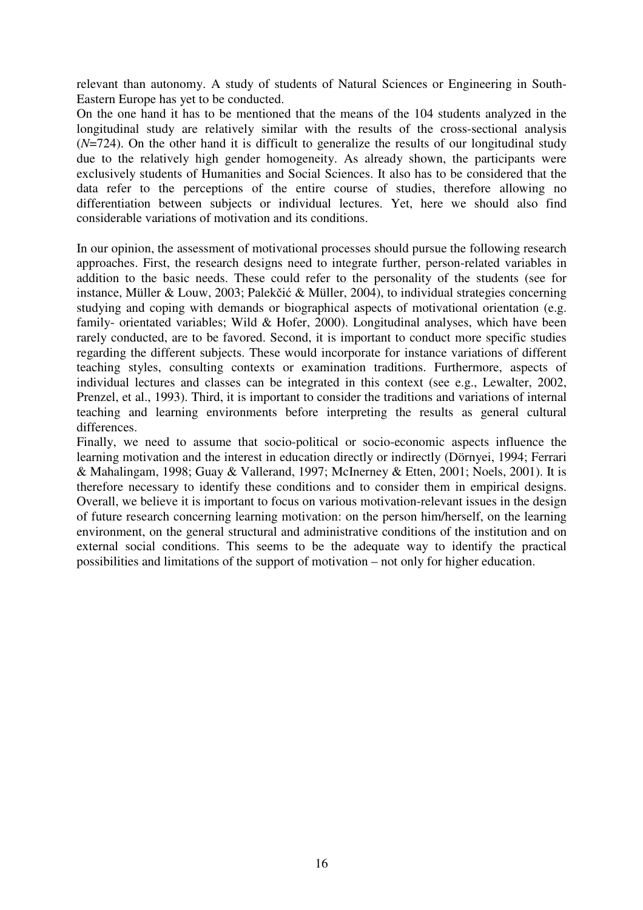relevant than autonomy. A study of students of Natural Sciences or Engineering in South-Eastern Europe has yet to be conducted.

On the one hand it has to be mentioned that the means of the 104 students analyzed in the longitudinal study are relatively similar with the results of the cross-sectional analysis ($N$=724). On the other hand it is difficult to generalize the results of our longitudinal study due to the relatively high gender homogeneity. As already shown, the participants were exclusively students of Humanities and Social Sciences. It also has to be considered that the data refer to the perceptions of the entire course of studies, therefore allowing no differentiation between subjects or individual lectures. Yet, here we should also find considerable variations of motivation and its conditions.

In our opinion, the assessment of motivational processes should pursue the following research approaches. First, the research designs need to integrate further, person-related variables in addition to the basic needs. These could refer to the personality of the students (see for instance, Müller & Louw, 2003; Palekčić & Müller, 2004), to individual strategies concerning studying and coping with demands or biographical aspects of motivational orientation (e.g. family- orientated variables; Wild & Hofer, 2000). Longitudinal analyses, which have been rarely conducted, are to be favored. Second, it is important to conduct more specific studies regarding the different subjects. These would incorporate for instance variations of different teaching styles, consulting contexts or examination traditions. Furthermore, aspects of individual lectures and classes can be integrated in this context (see e.g., Lewalter, 2002, Prenzel, et al., 1993). Third, it is important to consider the traditions and variations of internal teaching and learning environments before interpreting the results as general cultural differences.

Finally, we need to assume that socio-political or socio-economic aspects influence the learning motivation and the interest in education directly or indirectly (Dörnyei, 1994; Ferrari & Mahalingam, 1998; Guay & Vallerand, 1997; McInerney & Etten, 2001; Noels, 2001). It is therefore necessary to identify these conditions and to consider them in empirical designs. Overall, we believe it is important to focus on various motivation-relevant issues in the design of future research concerning learning motivation: on the person him/herself, on the learning environment, on the general structural and administrative conditions of the institution and on external social conditions. This seems to be the adequate way to identify the practical possibilities and limitations of the support of motivation – not only for higher education.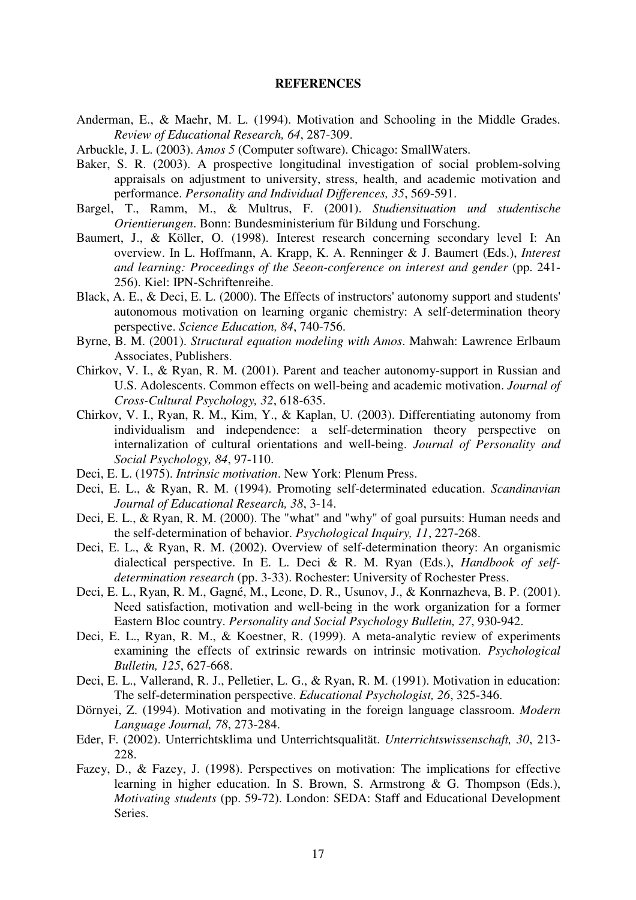## REFERENCES

Anderman, E., & Maehr, M. L. (1994). Motivation and Schooling in the Middle Grades. *Review of Educational Research, 64*, 287-309.

Arbuckle, J. L. (2003). *Amos 5* (Computer software). Chicago: SmallWaters.

Baker, S. R. (2003). A prospective longitudinal investigation of social problem-solving appraisals on adjustment to university, stress, health, and academic motivation and performance. *Personality and Individual Differences, 35*, 569-591.

Bargel, T., Ramm, M., & Multrus, F. (2001). *Studiensituation und studentische Orientierungen*. Bonn: Bundesministerium für Bildung und Forschung.

Baumert, J., & Köller, O. (1998). Interest research concerning secondary level I: An overview. In L. Hoffmann, A. Krapp, K. A. Renninger & J. Baumert (Eds.), *Interest and learning: Proceedings of the Seeon-conference on interest and gender* (pp. 241-256). Kiel: IPN-Schriftenreihe.

Black, A. E., & Deci, E. L. (2000). The Effects of instructors' autonomy support and students' autonomous motivation on learning organic chemistry: A self-determination theory perspective. *Science Education, 84*, 740-756.

Byrne, B. M. (2001). *Structural equation modeling with Amos*. Mahwah: Lawrence Erlbaum Associates, Publishers.

Chirkov, V. I., & Ryan, R. M. (2001). Parent and teacher autonomy-support in Russian and U.S. Adolescents. Common effects on well-being and academic motivation. *Journal of Cross-Cultural Psychology, 32*, 618-635.

Chirkov, V. I., Ryan, R. M., Kim, Y., & Kaplan, U. (2003). Differentiating autonomy from individualism and independence: a self-determination theory perspective on internalization of cultural orientations and well-being. *Journal of Personality and Social Psychology, 84*, 97-110.

Deci, E. L. (1975). *Intrinsic motivation*. New York: Plenum Press.

Deci, E. L., & Ryan, R. M. (1994). Promoting self-determinated education. *Scandinavian Journal of Educational Research, 38*, 3-14.

Deci, E. L., & Ryan, R. M. (2000). The "what" and "why" of goal pursuits: Human needs and the self-determination of behavior. *Psychological Inquiry, 11*, 227-268.

Deci, E. L., & Ryan, R. M. (2002). Overview of self-determination theory: An organismic dialectical perspective. In E. L. Deci & R. M. Ryan (Eds.), *Handbook of self-determination research* (pp. 3-33). Rochester: University of Rochester Press.

Deci, E. L., Ryan, R. M., Gagné, M., Leone, D. R., Usunov, J., & Konrnazheva, B. P. (2001). Need satisfaction, motivation and well-being in the work organization for a former Eastern Bloc country. *Personality and Social Psychology Bulletin, 27*, 930-942.

Deci, E. L., Ryan, R. M., & Koestner, R. (1999). A meta-analytic review of experiments examining the effects of extrinsic rewards on intrinsic motivation. *Psychological Bulletin, 125*, 627-668.

Deci, E. L., Vallerand, R. J., Pelletier, L. G., & Ryan, R. M. (1991). Motivation in education: The self-determination perspective. *Educational Psychologist, 26*, 325-346.

Dörnyei, Z. (1994). Motivation and motivating in the foreign language classroom. *Modern Language Journal, 78*, 273-284.

Eder, F. (2002). Unterrichtsklima und Unterrichtsqualität. *Unterrichtswissenschaft, 30*, 213-228.

Fazey, D., & Fazey, J. (1998). Perspectives on motivation: The implications for effective learning in higher education. In S. Brown, S. Armstrong & G. Thompson (Eds.), *Motivating students* (pp. 59-72). London: SEDA: Staff and Educational Development Series.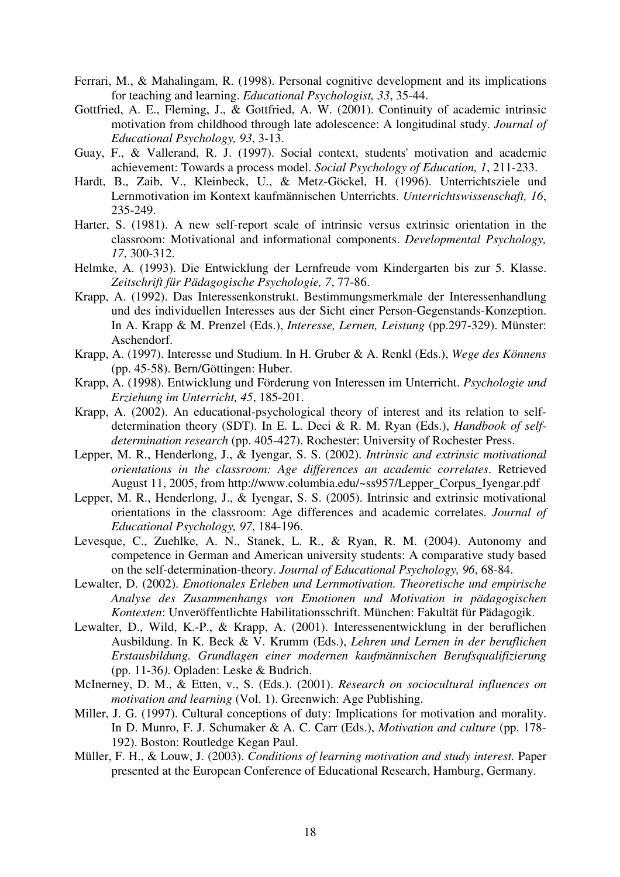Ferrari, M., & Mahalingam, R. (1998). Personal cognitive development and its implications for teaching and learning. *Educational Psychologist, 33*, 35-44.

Gottfried, A. E., Fleming, J., & Gottfried, A. W. (2001). Continuity of academic intrinsic motivation from childhood through late adolescence: A longitudinal study. *Journal of Educational Psychology, 93*, 3-13.

Guay, F., & Vallerand, R. J. (1997). Social context, students' motivation and academic achievement: Towards a process model. *Social Psychology of Education, 1*, 211-233.

Hardt, B., Zaib, V., Kleinbeck, U., & Metz-Göckel, H. (1996). Unterrichtsziele und Lernmotivation im Kontext kaufmännischen Unterrichts. *Unterrichtswissenschaft, 16*, 235-249.

Harter, S. (1981). A new self-report scale of intrinsic versus extrinsic orientation in the classroom: Motivational and informational components. *Developmental Psychology, 17*, 300-312.

Helmke, A. (1993). Die Entwicklung der Lernfreude vom Kindergarten bis zur 5. Klasse. *Zeitschrift für Pädagogische Psychologie, 7*, 77-86.

Krapp, A. (1992). Das Interessenkonstrukt. Bestimmungsmerkmale der Interessenhandlung und des individuellen Interesses aus der Sicht einer Person-Gegenstands-Konzeption. In A. Krapp & M. Prenzel (Eds.), *Interesse, Lernen, Leistung* (pp.297-329). Münster: Aschendorf.

Krapp, A. (1997). Interesse und Studium. In H. Gruber & A. Renkl (Eds.), *Wege des Könnens* (pp. 45-58). Bern/Göttingen: Huber.

Krapp, A. (1998). Entwicklung und Förderung von Interessen im Unterricht. *Psychologie und Erziehung im Unterricht, 45*, 185-201.

Krapp, A. (2002). An educational-psychological theory of interest and its relation to self-determination theory (SDT). In E. L. Deci & R. M. Ryan (Eds.), *Handbook of self-determination research* (pp. 405-427). Rochester: University of Rochester Press.

Lepper, M. R., Henderlong, J., & Iyengar, S. S. (2002). *Intrinsic and extrinsic motivational orientations in the classroom: Age differences an academic correlates*. Retrieved August 11, 2005, from http://www.columbia.edu/~ss957/Lepper_Corpus_Iyengar.pdf

Lepper, M. R., Henderlong, J., & Iyengar, S. S. (2005). Intrinsic and extrinsic motivational orientations in the classroom: Age differences and academic correlates. *Journal of Educational Psychology, 97*, 184-196.

Levesque, C., Zuehlke, A. N., Stanek, L. R., & Ryan, R. M. (2004). Autonomy and competence in German and American university students: A comparative study based on the self-determination-theory. *Journal of Educational Psychology, 96*, 68-84.

Lewalter, D. (2002). *Emotionales Erleben und Lernmotivation. Theoretische und empirische Analyse des Zusammenhangs von Emotionen und Motivation in pädagogischen Kontexten*: Unveröffentlichte Habilitationsschrift. München: Fakultät für Pädagogik.

Lewalter, D., Wild, K.-P., & Krapp, A. (2001). Interessenentwicklung in der beruflichen Ausbildung. In K. Beck & V. Krumm (Eds.), *Lehren und Lernen in der beruflichen Erstausbildung. Grundlagen einer modernen kaufmännischen Berufsqualifizierung* (pp. 11-36). Opladen: Leske & Budrich.

McInerney, D. M., & Etten, v., S. (Eds.). (2001). *Research on sociocultural influences on motivation and learning* (Vol. 1). Greenwich: Age Publishing.

Miller, J. G. (1997). Cultural conceptions of duty: Implications for motivation and morality. In D. Munro, F. J. Schumaker & A. C. Carr (Eds.), *Motivation and culture* (pp. 178-192). Boston: Routledge Kegan Paul.

Müller, F. H., & Louw, J. (2003). *Conditions of learning motivation and study interest.* Paper presented at the European Conference of Educational Research, Hamburg, Germany.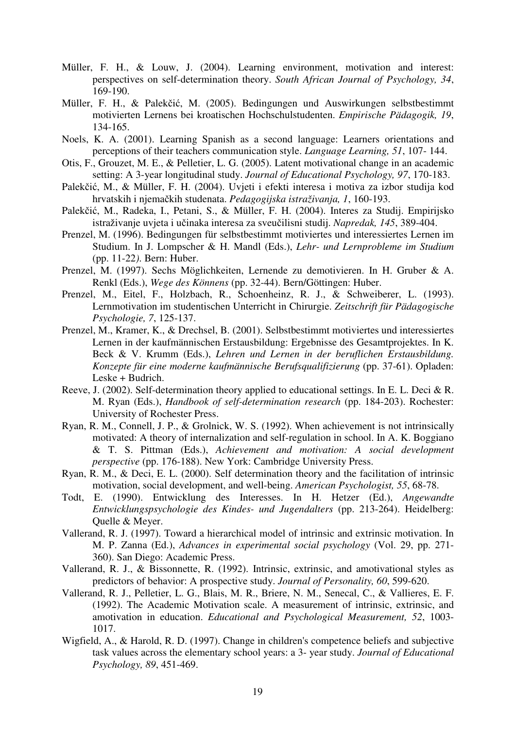Müller, F. H., & Louw, J. (2004). Learning environment, motivation and interest: perspectives on self-determination theory. *South African Journal of Psychology, 34*, 169-190.

Müller, F. H., & Palekčić, M. (2005). Bedingungen und Auswirkungen selbstbestimmt motivierten Lernens bei kroatischen Hochschulstudenten. *Empirische Pädagogik, 19*, 134-165.

Noels, K. A. (2001). Learning Spanish as a second language: Learners orientations and perceptions of their teachers communication style. *Language Learning, 51*, 107- 144.

Otis, F., Grouzet, M. E., & Pelletier, L. G. (2005). Latent motivational change in an academic setting: A 3-year longitudinal study. *Journal of Educational Psychology, 97*, 170-183.

Palekčić, M., & Müller, F. H. (2004). Uvjeti i efekti interesa i motiva za izbor studija kod hrvatskih i njemačkih studenata. *Pedagogijska istraživanja, 1*, 160-193.

Palekčić, M., Radeka, I., Petani, S., & Müller, F. H. (2004). Interes za Studij. Empirijsko istraživanje uvjeta i učinaka interesa za sveučilisni studij. *Napredak, 145*, 389-404.

Prenzel, M. (1996). Bedingungen für selbstbestimmt motiviertes und interessiertes Lernen im Studium. In J. Lompscher & H. Mandl (Eds.), *Lehr- und Lernprobleme im Studium* (pp. 11-22*)*. Bern: Huber.

Prenzel, M. (1997). Sechs Möglichkeiten, Lernende zu demotivieren. In H. Gruber & A. Renkl (Eds.), *Wege des Könnens* (pp. 32-44). Bern/Göttingen: Huber.

Prenzel, M., Eitel, F., Holzbach, R., Schoenheinz, R. J., & Schweiberer, L. (1993). Lernmotivation im studentischen Unterricht in Chirurgie. *Zeitschrift für Pädagogische Psychologie, 7*, 125-137.

Prenzel, M., Kramer, K., & Drechsel, B. (2001). Selbstbestimmt motiviertes und interessiertes Lernen in der kaufmännischen Erstausbildung: Ergebnisse des Gesamtprojektes. In K. Beck & V. Krumm (Eds.), *Lehren und Lernen in der beruflichen Erstausbildung. Konzepte für eine moderne kaufmännische Berufsqualifizierung* (pp. 37-61). Opladen: Leske + Budrich.

Reeve, J. (2002). Self-determination theory applied to educational settings. In E. L. Deci & R. M. Ryan (Eds.), *Handbook of self-determination research* (pp. 184-203). Rochester: University of Rochester Press.

Ryan, R. M., Connell, J. P., & Grolnick, W. S. (1992). When achievement is not intrinsically motivated: A theory of internalization and self-regulation in school. In A. K. Boggiano & T. S. Pittman (Eds.), *Achievement and motivation: A social development perspective* (pp. 176-188). New York: Cambridge University Press.

Ryan, R. M., & Deci, E. L. (2000). Self determination theory and the facilitation of intrinsic motivation, social development, and well-being. *American Psychologist, 55*, 68-78.

Todt, E. (1990). Entwicklung des Interesses. In H. Hetzer (Ed.), *Angewandte Entwicklungspsychologie des Kindes- und Jugendalters* (pp. 213-264). Heidelberg: Quelle & Meyer.

Vallerand, R. J. (1997). Toward a hierarchical model of intrinsic and extrinsic motivation. In M. P. Zanna (Ed.), *Advances in experimental social psychology* (Vol. 29, pp. 271-360). San Diego: Academic Press.

Vallerand, R. J., & Bissonnette, R. (1992). Intrinsic, extrinsic, and amotivational styles as predictors of behavior: A prospective study. *Journal of Personality, 60*, 599-620.

Vallerand, R. J., Pelletier, L. G., Blais, M. R., Briere, N. M., Senecal, C., & Vallieres, E. F. (1992). The Academic Motivation scale. A measurement of intrinsic, extrinsic, and amotivation in education. *Educational and Psychological Measurement, 52*, 1003-1017.

Wigfield, A., & Harold, R. D. (1997). Change in children's competence beliefs and subjective task values across the elementary school years: a 3- year study. *Journal of Educational Psychology, 89*, 451-469.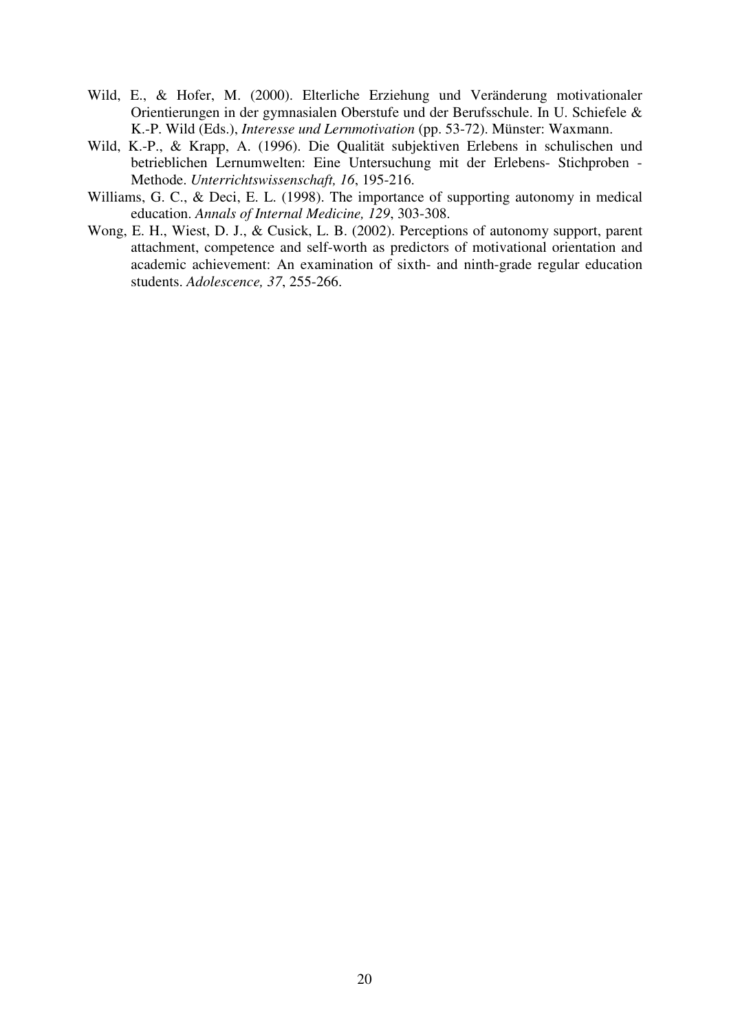Wild, E., & Hofer, M. (2000). Elterliche Erziehung und Veränderung motivationaler Orientierungen in der gymnasialen Oberstufe und der Berufsschule. In U. Schiefele & K.-P. Wild (Eds.), *Interesse und Lernmotivation* (pp. 53-72). Münster: Waxmann.

Wild, K.-P., & Krapp, A. (1996). Die Qualität subjektiven Erlebens in schulischen und betrieblichen Lernumwelten: Eine Untersuchung mit der Erlebens- Stichproben - Methode. *Unterrichtswissenschaft, 16*, 195-216.

Williams, G. C., & Deci, E. L. (1998). The importance of supporting autonomy in medical education. *Annals of Internal Medicine, 129*, 303-308.

Wong, E. H., Wiest, D. J., & Cusick, L. B. (2002). Perceptions of autonomy support, parent attachment, competence and self-worth as predictors of motivational orientation and academic achievement: An examination of sixth- and ninth-grade regular education students. *Adolescence, 37*, 255-266.